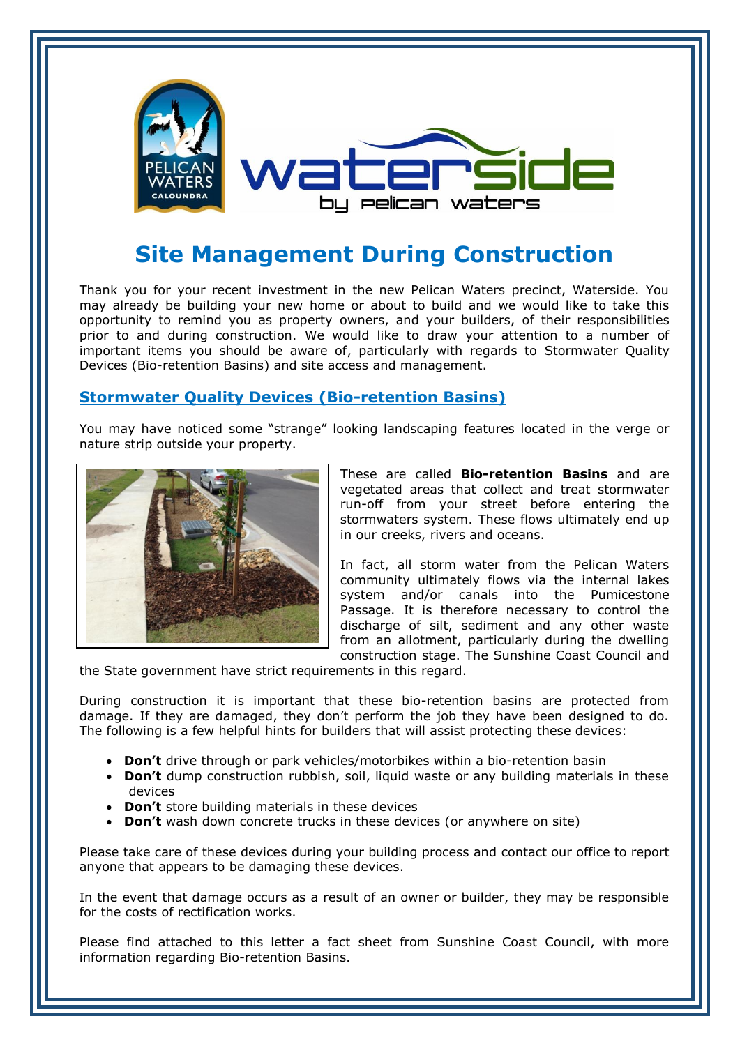# Site Management During Construction

Thank you for your recent investment in the new Pelican Waters precinct, Waterside. You may already be building your new home or about to build and we would like to take this opportunity to remind you as property owners, and your builders, of their responsibilities prior to and during construction. We would like to draw your attention to a number of important items you should be aware of, particularly with regards to Stormwater Quality Devices (Bio-retention Basins) and site access and management.

## Stormwater Quality Devices (Bio-retention Basins)

You may have noticed some "strange" looking landscaping features located in the verge or nature strip outside your property.

These are called **Bio-retention Basins** and are vegetated areas that collect and treat stormwater run-off from your street before entering the stormwaters system. These flows ultimately end up in our creeks, rivers and oceans.

In fact, all storm water from the Pelican Waters community ultimately flows via the internal lakes system and/or canals into the Pumicestone Passage. It is therefore necessary to control the discharge of silt, sediment and any other waste from an allotment, particularly during the dwelling construction stage. The Sunshine Coast Council and the State government have strict requirements in this regard.

During construction it is important that these bio-retention basins are protected from damage. If they are damaged, they don't perform the job they have been designed to do. The following is a few helpful hints for builders that will assist protecting these devices:

- **Don't** drive through or park vehicles/motorbikes within a bio-retention basin
- **Don't** dump construction rubbish, soil, liquid waste or any building materials in these devices
- **Don't** store building materials in these devices
- **Don't** wash down concrete trucks in these devices (or anywhere on site)

Please take care of these devices during your building process and contact our office to report anyone that appears to be damaging these devices.

In the event that damage occurs as a result of an owner or builder, they may be responsible for the costs of rectification works.

Please find attached to this letter a fact sheet from Sunshine Coast Council, with more information regarding Bio-retention Basins.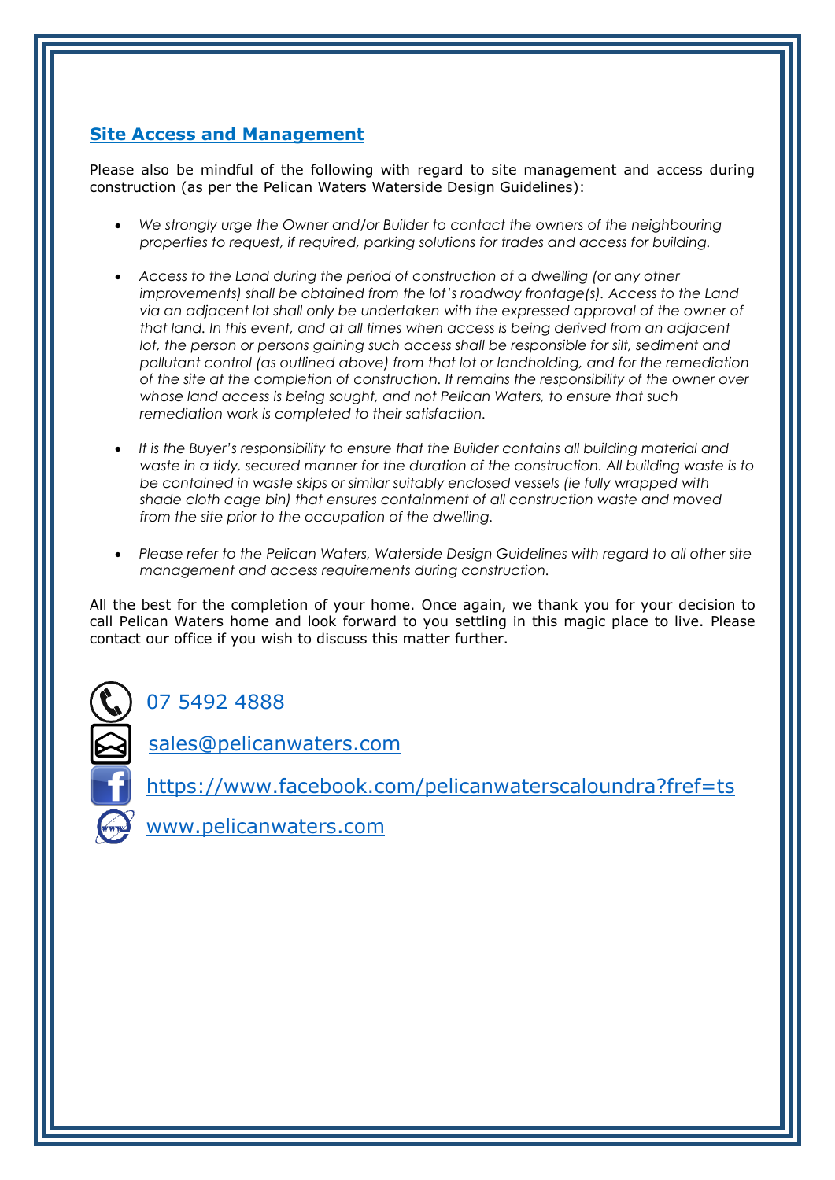## Site Access and Management

Please also be mindful of the following with regard to site management and access during construction (as per the Pelican Waters Waterside Design Guidelines):

- *We strongly urge the Owner and/or Builder to contact the owners of the neighbouring properties to request, if required, parking solutions for trades and access for building.*

- *Access to the Land during the period of construction of a dwelling (or any other improvements) shall be obtained from the lot's roadway frontage(s). Access to the Land via an adjacent lot shall only be undertaken with the expressed approval of the owner of that land. In this event, and at all times when access is being derived from an adjacent lot, the person or persons gaining such access shall be responsible for silt, sediment and pollutant control (as outlined above) from that lot or landholding, and for the remediation of the site at the completion of construction. It remains the responsibility of the owner over whose land access is being sought, and not Pelican Waters, to ensure that such remediation work is completed to their satisfaction.*

- *It is the Buyer's responsibility to ensure that the Builder contains all building material and waste in a tidy, secured manner for the duration of the construction. All building waste is to be contained in waste skips or similar suitably enclosed vessels (ie fully wrapped with shade cloth cage bin) that ensures containment of all construction waste and moved from the site prior to the occupation of the dwelling.*

- *Please refer to the Pelican Waters, Waterside Design Guidelines with regard to all other site management and access requirements during construction.*

All the best for the completion of your home. Once again, we thank you for your decision to call Pelican Waters home and look forward to you settling in this magic place to live. Please contact our office if you wish to discuss this matter further.

07 5492 4888

sales@pelicanwaters.com

https://www.facebook.com/pelicanwaterscaloundra?fref=ts

www.pelicanwaters.com